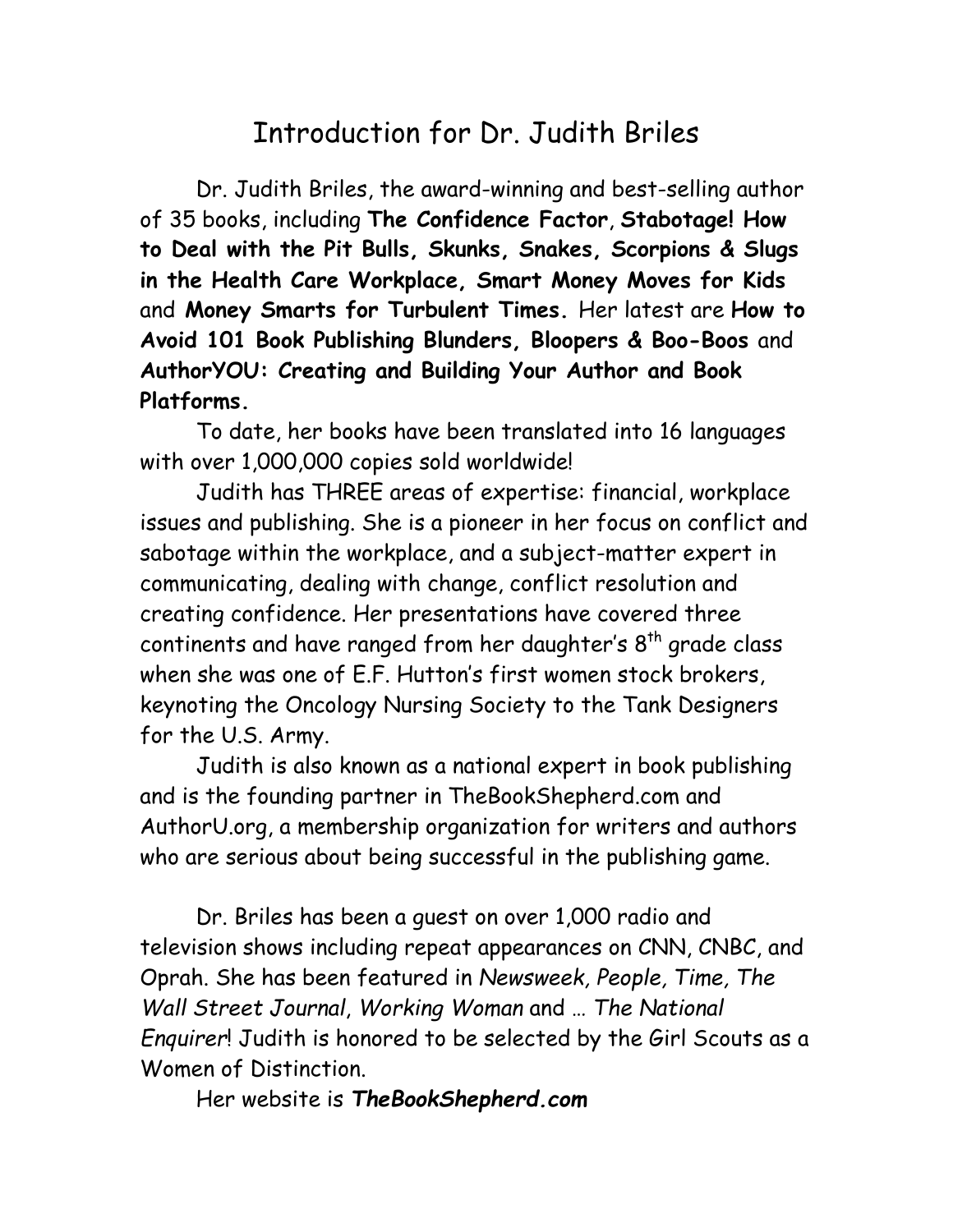# Introduction for Dr. Judith Briles

Dr. Judith Briles, the award-winning and best-selling author of 35 books, including **The Confidence Factor**, **Stabotage! How to Deal with the Pit Bulls, Skunks, Snakes, Scorpions & Slugs in the Health Care Workplace, Smart Money Moves for Kids** and **Money Smarts for Turbulent Times.** Her latest are **How to Avoid 101 Book Publishing Blunders, Bloopers & Boo-Boos** and **AuthorYOU: Creating and Building Your Author and Book Platforms.**

To date, her books have been translated into 16 languages with over 1,000,000 copies sold worldwide!

Judith has THREE areas of expertise: financial, workplace issues and publishing. She is a pioneer in her focus on conflict and sabotage within the workplace, and a subject-matter expert in communicating, dealing with change, conflict resolution and creating confidence. Her presentations have covered three continents and have ranged from her daughter's 8th grade class when she was one of E.F. Hutton's first women stock brokers, keynoting the Oncology Nursing Society to the Tank Designers for the U.S. Army.

Judith is also known as a national expert in book publishing and is the founding partner in TheBookShepherd.com and AuthorU.org, a membership organization for writers and authors who are serious about being successful in the publishing game.

Dr. Briles has been a guest on over 1,000 radio and television shows including repeat appearances on CNN, CNBC, and Oprah. She has been featured in *Newsweek, People, Time, The Wall Street Journal*, *Working Woman* and … *The National Enquirer*! Judith is honored to be selected by the Girl Scouts as a Women of Distinction.

Her website is ***TheBookShepherd.com***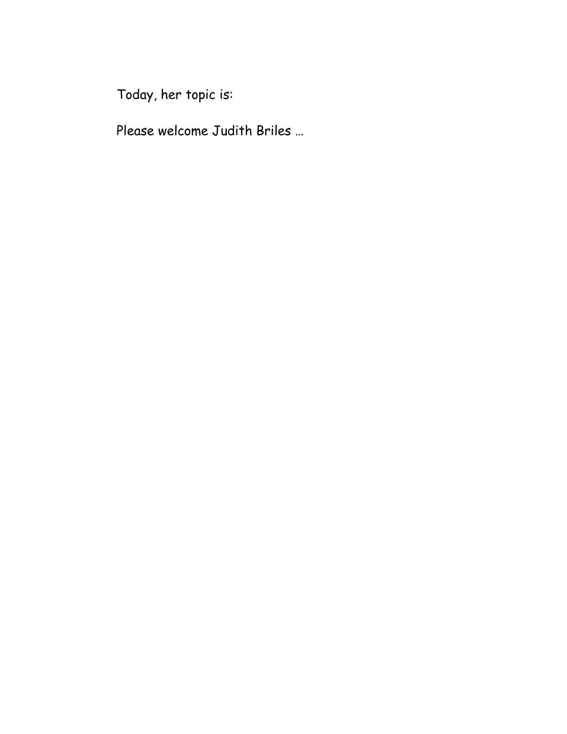Today, her topic is:

Please welcome Judith Briles …